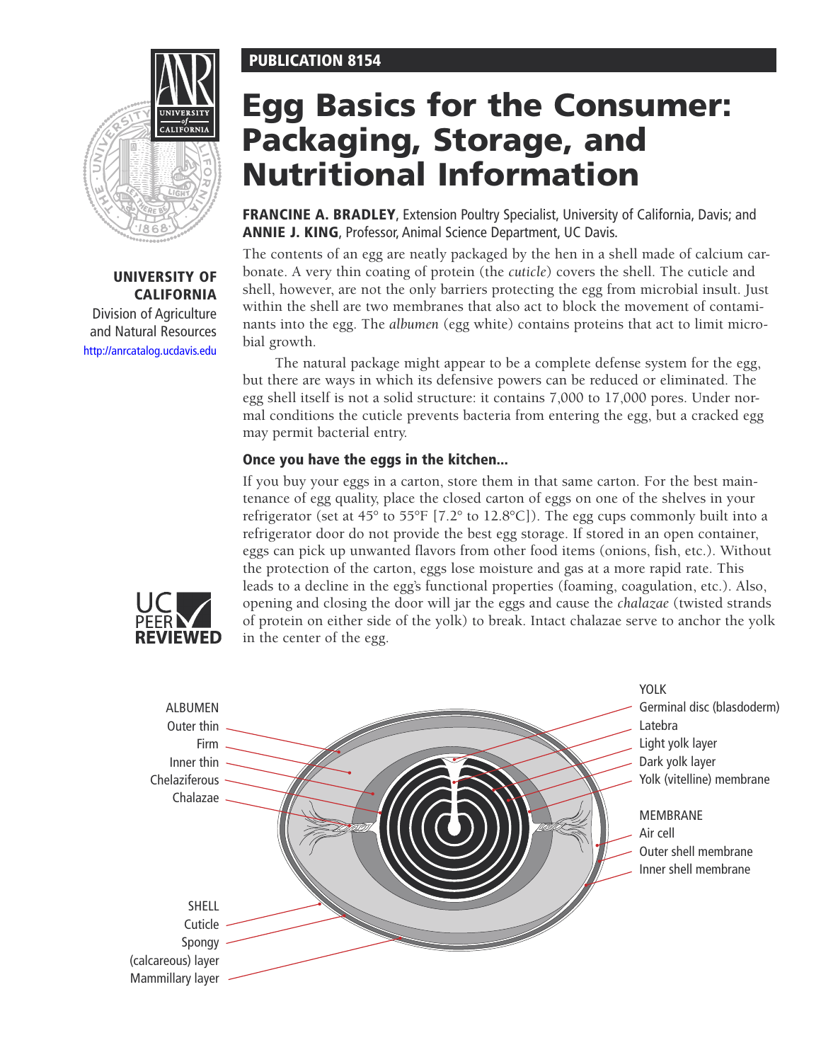**PUBLICATION 8154**

# Egg Basics for the Consumer: Packaging, Storage, and Nutritional Information

**FRANCINE A. BRADLEY**, Extension Poultry Specialist, University of California, Davis; and **ANNIE J. KING**, Professor, Animal Science Department, UC Davis.

**UNIVERSITY OF CALIFORNIA**
Division of Agriculture and Natural Resources
http://anrcatalog.ucdavis.edu

UC PEER REVIEWED

The contents of an egg are neatly packaged by the hen in a shell made of calcium carbonate. A very thin coating of protein (the *cuticle*) covers the shell. The cuticle and shell, however, are not the only barriers protecting the egg from microbial insult. Just within the shell are two membranes that also act to block the movement of contaminants into the egg. The *albumen* (egg white) contains proteins that act to limit microbial growth.

The natural package might appear to be a complete defense system for the egg, but there are ways in which its defensive powers can be reduced or eliminated. The egg shell itself is not a solid structure: it contains 7,000 to 17,000 pores. Under normal conditions the cuticle prevents bacteria from entering the egg, but a cracked egg may permit bacterial entry.

### Once you have the eggs in the kitchen…

If you buy your eggs in a carton, store them in that same carton. For the best maintenance of egg quality, place the closed carton of eggs on one of the shelves in your refrigerator (set at 45° to 55°F [7.2° to 12.8°C]). The egg cups commonly built into a refrigerator door do not provide the best egg storage. If stored in an open container, eggs can pick up unwanted flavors from other food items (onions, fish, etc.). Without the protection of the carton, eggs lose moisture and gas at a more rapid rate. This leads to a decline in the egg's functional properties (foaming, coagulation, etc.). Also, opening and closing the door will jar the eggs and cause the *chalazae* (twisted strands of protein on either side of the yolk) to break. Intact chalazae serve to anchor the yolk in the center of the egg.

ALBUMEN
Outer thin
Firm
Inner thin
Chelaziferous
Chalazae

SHELL
Cuticle
Spongy (calcareous) layer
Mammillary layer

YOLK
Germinal disc (blasdoderm)
Latebra
Light yolk layer
Dark yolk layer
Yolk (vitelline) membrane

MEMBRANE
Air cell
Outer shell membrane
Inner shell membrane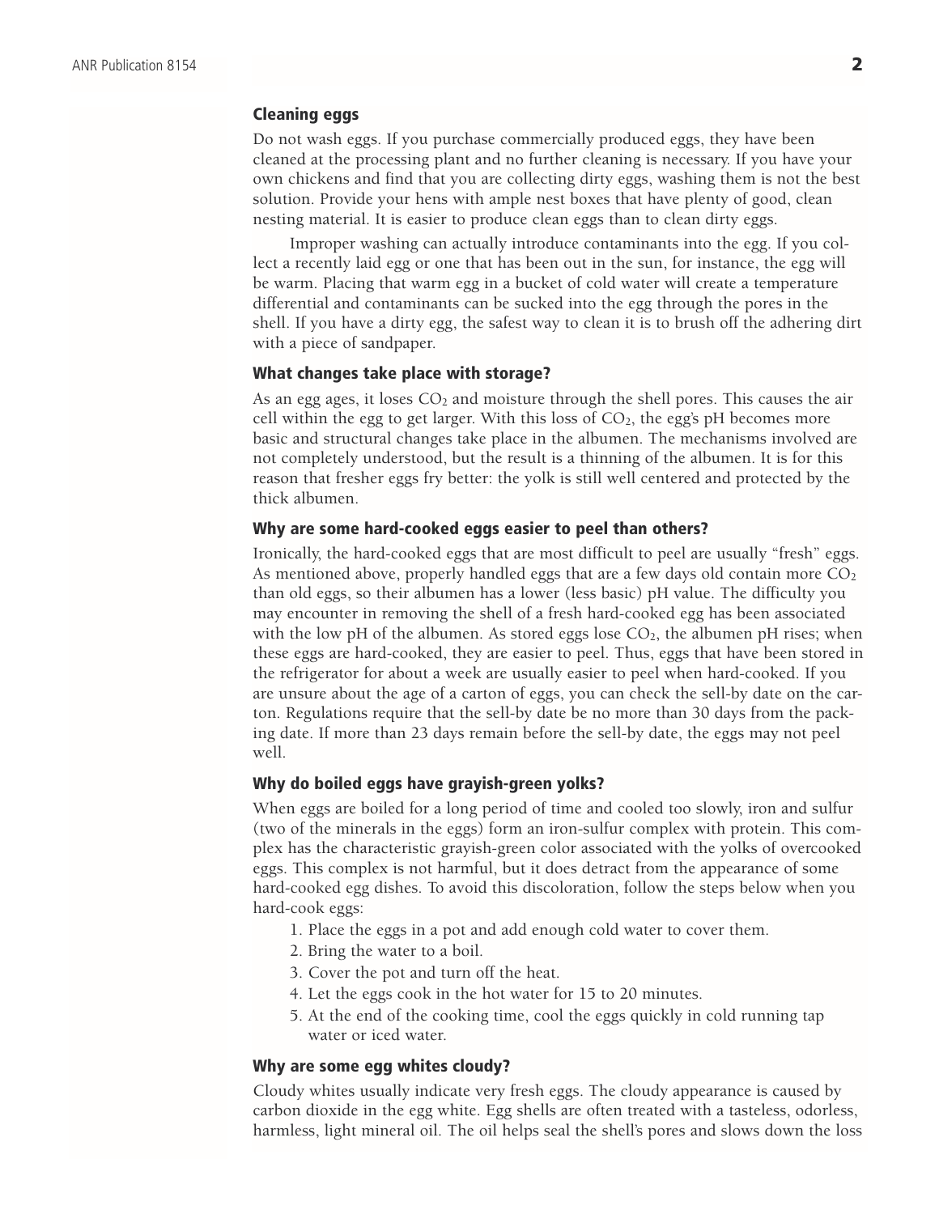### Cleaning eggs

Do not wash eggs. If you purchase commercially produced eggs, they have been cleaned at the processing plant and no further cleaning is necessary. If you have your own chickens and find that you are collecting dirty eggs, washing them is not the best solution. Provide your hens with ample nest boxes that have plenty of good, clean nesting material. It is easier to produce clean eggs than to clean dirty eggs.

Improper washing can actually introduce contaminants into the egg. If you collect a recently laid egg or one that has been out in the sun, for instance, the egg will be warm. Placing that warm egg in a bucket of cold water will create a temperature differential and contaminants can be sucked into the egg through the pores in the shell. If you have a dirty egg, the safest way to clean it is to brush off the adhering dirt with a piece of sandpaper.

### What changes take place with storage?

As an egg ages, it loses $CO_2$ and moisture through the shell pores. This causes the air cell within the egg to get larger. With this loss of $CO_2$, the egg's pH becomes more basic and structural changes take place in the albumen. The mechanisms involved are not completely understood, but the result is a thinning of the albumen. It is for this reason that fresher eggs fry better: the yolk is still well centered and protected by the thick albumen.

### Why are some hard-cooked eggs easier to peel than others?

Ironically, the hard-cooked eggs that are most difficult to peel are usually "fresh" eggs. As mentioned above, properly handled eggs that are a few days old contain more $CO_2$ than old eggs, so their albumen has a lower (less basic) pH value. The difficulty you may encounter in removing the shell of a fresh hard-cooked egg has been associated with the low pH of the albumen. As stored eggs lose $CO_2$, the albumen pH rises; when these eggs are hard-cooked, they are easier to peel. Thus, eggs that have been stored in the refrigerator for about a week are usually easier to peel when hard-cooked. If you are unsure about the age of a carton of eggs, you can check the sell-by date on the carton. Regulations require that the sell-by date be no more than 30 days from the packing date. If more than 23 days remain before the sell-by date, the eggs may not peel well.

### Why do boiled eggs have grayish-green yolks?

When eggs are boiled for a long period of time and cooled too slowly, iron and sulfur (two of the minerals in the eggs) form an iron-sulfur complex with protein. This complex has the characteristic grayish-green color associated with the yolks of overcooked eggs. This complex is not harmful, but it does detract from the appearance of some hard-cooked egg dishes. To avoid this discoloration, follow the steps below when you hard-cook eggs:

1. Place the eggs in a pot and add enough cold water to cover them.
2. Bring the water to a boil.
3. Cover the pot and turn off the heat.
4. Let the eggs cook in the hot water for 15 to 20 minutes.
5. At the end of the cooking time, cool the eggs quickly in cold running tap water or iced water.

### Why are some egg whites cloudy?

Cloudy whites usually indicate very fresh eggs. The cloudy appearance is caused by carbon dioxide in the egg white. Egg shells are often treated with a tasteless, odorless, harmless, light mineral oil. The oil helps seal the shell's pores and slows down the loss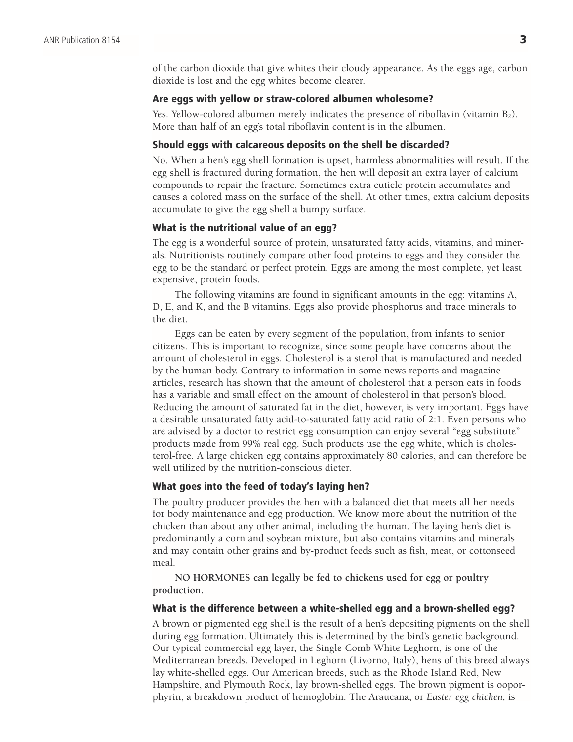of the carbon dioxide that give whites their cloudy appearance. As the eggs age, carbon dioxide is lost and the egg whites become clearer.

### Are eggs with yellow or straw-colored albumen wholesome?

Yes. Yellow-colored albumen merely indicates the presence of riboflavin (vitamin $B_2$). More than half of an egg's total riboflavin content is in the albumen.

### Should eggs with calcareous deposits on the shell be discarded?

No. When a hen's egg shell formation is upset, harmless abnormalities will result. If the egg shell is fractured during formation, the hen will deposit an extra layer of calcium compounds to repair the fracture. Sometimes extra cuticle protein accumulates and causes a colored mass on the surface of the shell. At other times, extra calcium deposits accumulate to give the egg shell a bumpy surface.

### What is the nutritional value of an egg?

The egg is a wonderful source of protein, unsaturated fatty acids, vitamins, and minerals. Nutritionists routinely compare other food proteins to eggs and they consider the egg to be the standard or perfect protein. Eggs are among the most complete, yet least expensive, protein foods.

The following vitamins are found in significant amounts in the egg: vitamins A, D, E, and K, and the B vitamins. Eggs also provide phosphorus and trace minerals to the diet.

Eggs can be eaten by every segment of the population, from infants to senior citizens. This is important to recognize, since some people have concerns about the amount of cholesterol in eggs. Cholesterol is a sterol that is manufactured and needed by the human body. Contrary to information in some news reports and magazine articles, research has shown that the amount of cholesterol that a person eats in foods has a variable and small effect on the amount of cholesterol in that person's blood. Reducing the amount of saturated fat in the diet, however, is very important. Eggs have a desirable unsaturated fatty acid-to-saturated fatty acid ratio of 2:1. Even persons who are advised by a doctor to restrict egg consumption can enjoy several "egg substitute" products made from 99% real egg. Such products use the egg white, which is cholesterol-free. A large chicken egg contains approximately 80 calories, and can therefore be well utilized by the nutrition-conscious dieter.

### What goes into the feed of today's laying hen?

The poultry producer provides the hen with a balanced diet that meets all her needs for body maintenance and egg production. We know more about the nutrition of the chicken than about any other animal, including the human. The laying hen's diet is predominantly a corn and soybean mixture, but also contains vitamins and minerals and may contain other grains and by-product feeds such as fish, meat, or cottonseed meal.

**NO HORMONES can legally be fed to chickens used for egg or poultry production.**

### What is the difference between a white-shelled egg and a brown-shelled egg?

A brown or pigmented egg shell is the result of a hen's depositing pigments on the shell during egg formation. Ultimately this is determined by the bird's genetic background. Our typical commercial egg layer, the Single Comb White Leghorn, is one of the Mediterranean breeds. Developed in Leghorn (Livorno, Italy), hens of this breed always lay white-shelled eggs. Our American breeds, such as the Rhode Island Red, New Hampshire, and Plymouth Rock, lay brown-shelled eggs. The brown pigment is ooporphyrin, a breakdown product of hemoglobin. The Araucana, or *Easter egg chicken,* is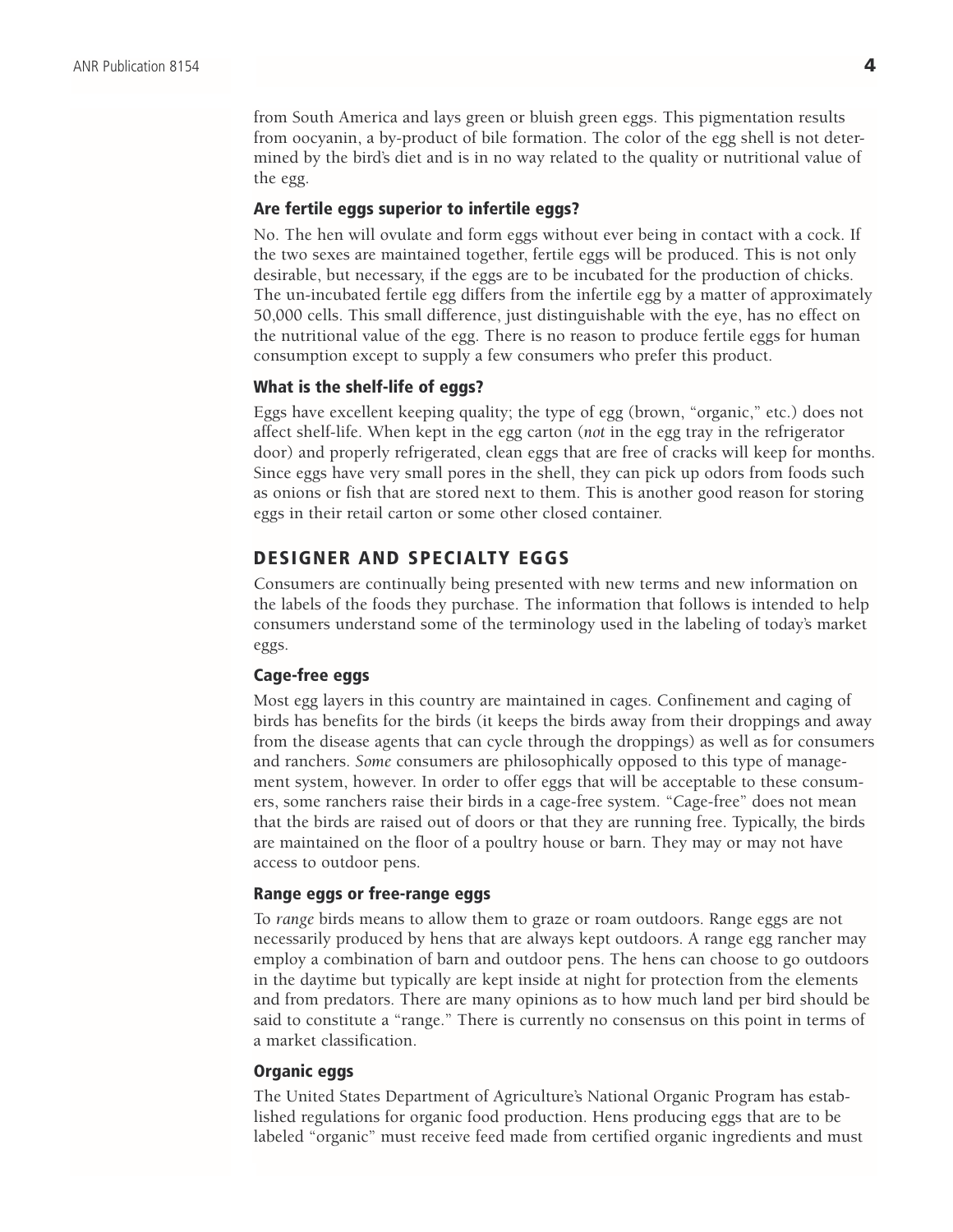from South America and lays green or bluish green eggs. This pigmentation results from oocyanin, a by-product of bile formation. The color of the egg shell is not determined by the bird's diet and is in no way related to the quality or nutritional value of the egg.

### Are fertile eggs superior to infertile eggs?

No. The hen will ovulate and form eggs without ever being in contact with a cock. If the two sexes are maintained together, fertile eggs will be produced. This is not only desirable, but necessary, if the eggs are to be incubated for the production of chicks. The un-incubated fertile egg differs from the infertile egg by a matter of approximately 50,000 cells. This small difference, just distinguishable with the eye, has no effect on the nutritional value of the egg. There is no reason to produce fertile eggs for human consumption except to supply a few consumers who prefer this product.

### What is the shelf-life of eggs?

Eggs have excellent keeping quality; the type of egg (brown, "organic," etc.) does not affect shelf-life. When kept in the egg carton (*not* in the egg tray in the refrigerator door) and properly refrigerated, clean eggs that are free of cracks will keep for months. Since eggs have very small pores in the shell, they can pick up odors from foods such as onions or fish that are stored next to them. This is another good reason for storing eggs in their retail carton or some other closed container.

## DESIGNER AND SPECIALTY EGGS

Consumers are continually being presented with new terms and new information on the labels of the foods they purchase. The information that follows is intended to help consumers understand some of the terminology used in the labeling of today's market eggs.

### Cage-free eggs

Most egg layers in this country are maintained in cages. Confinement and caging of birds has benefits for the birds (it keeps the birds away from their droppings and away from the disease agents that can cycle through the droppings) as well as for consumers and ranchers. *Some* consumers are philosophically opposed to this type of management system, however. In order to offer eggs that will be acceptable to these consumers, some ranchers raise their birds in a cage-free system. "Cage-free" does not mean that the birds are raised out of doors or that they are running free. Typically, the birds are maintained on the floor of a poultry house or barn. They may or may not have access to outdoor pens.

### Range eggs or free-range eggs

To *range* birds means to allow them to graze or roam outdoors. Range eggs are not necessarily produced by hens that are always kept outdoors. A range egg rancher may employ a combination of barn and outdoor pens. The hens can choose to go outdoors in the daytime but typically are kept inside at night for protection from the elements and from predators. There are many opinions as to how much land per bird should be said to constitute a "range." There is currently no consensus on this point in terms of a market classification.

### Organic eggs

The United States Department of Agriculture's National Organic Program has established regulations for organic food production. Hens producing eggs that are to be labeled "organic" must receive feed made from certified organic ingredients and must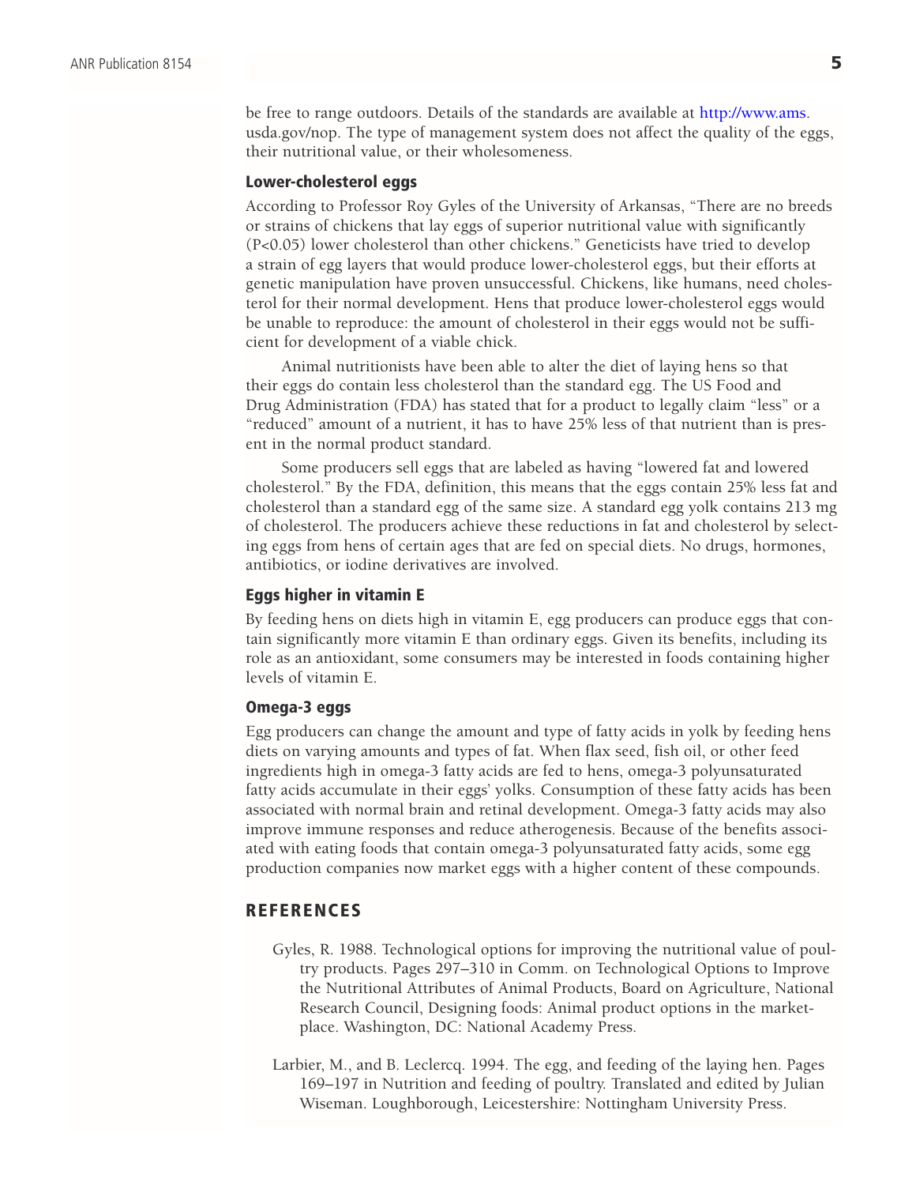be free to range outdoors. Details of the standards are available at http://www.ams.usda.gov/nop. The type of management system does not affect the quality of the eggs, their nutritional value, or their wholesomeness.

### Lower-cholesterol eggs

According to Professor Roy Gyles of the University of Arkansas, "There are no breeds or strains of chickens that lay eggs of superior nutritional value with significantly ($P<0.05$) lower cholesterol than other chickens." Geneticists have tried to develop a strain of egg layers that would produce lower-cholesterol eggs, but their efforts at genetic manipulation have proven unsuccessful. Chickens, like humans, need cholesterol for their normal development. Hens that produce lower-cholesterol eggs would be unable to reproduce: the amount of cholesterol in their eggs would not be sufficient for development of a viable chick.

Animal nutritionists have been able to alter the diet of laying hens so that their eggs do contain less cholesterol than the standard egg. The US Food and Drug Administration (FDA) has stated that for a product to legally claim "less" or a "reduced" amount of a nutrient, it has to have 25% less of that nutrient than is present in the normal product standard.

Some producers sell eggs that are labeled as having "lowered fat and lowered cholesterol." By the FDA, definition, this means that the eggs contain 25% less fat and cholesterol than a standard egg of the same size. A standard egg yolk contains 213 mg of cholesterol. The producers achieve these reductions in fat and cholesterol by selecting eggs from hens of certain ages that are fed on special diets. No drugs, hormones, antibiotics, or iodine derivatives are involved.

### Eggs higher in vitamin E

By feeding hens on diets high in vitamin E, egg producers can produce eggs that contain significantly more vitamin E than ordinary eggs. Given its benefits, including its role as an antioxidant, some consumers may be interested in foods containing higher levels of vitamin E.

### Omega-3 eggs

Egg producers can change the amount and type of fatty acids in yolk by feeding hens diets on varying amounts and types of fat. When flax seed, fish oil, or other feed ingredients high in omega-3 fatty acids are fed to hens, omega-3 polyunsaturated fatty acids accumulate in their eggs' yolks. Consumption of these fatty acids has been associated with normal brain and retinal development. Omega-3 fatty acids may also improve immune responses and reduce atherogenesis. Because of the benefits associated with eating foods that contain omega-3 polyunsaturated fatty acids, some egg production companies now market eggs with a higher content of these compounds.

## REFERENCES

Gyles, R. 1988. Technological options for improving the nutritional value of poultry products. Pages 297–310 in Comm. on Technological Options to Improve the Nutritional Attributes of Animal Products, Board on Agriculture, National Research Council, Designing foods: Animal product options in the marketplace. Washington, DC: National Academy Press.

Larbier, M., and B. Leclercq. 1994. The egg, and feeding of the laying hen. Pages 169–197 in Nutrition and feeding of poultry. Translated and edited by Julian Wiseman. Loughborough, Leicestershire: Nottingham University Press.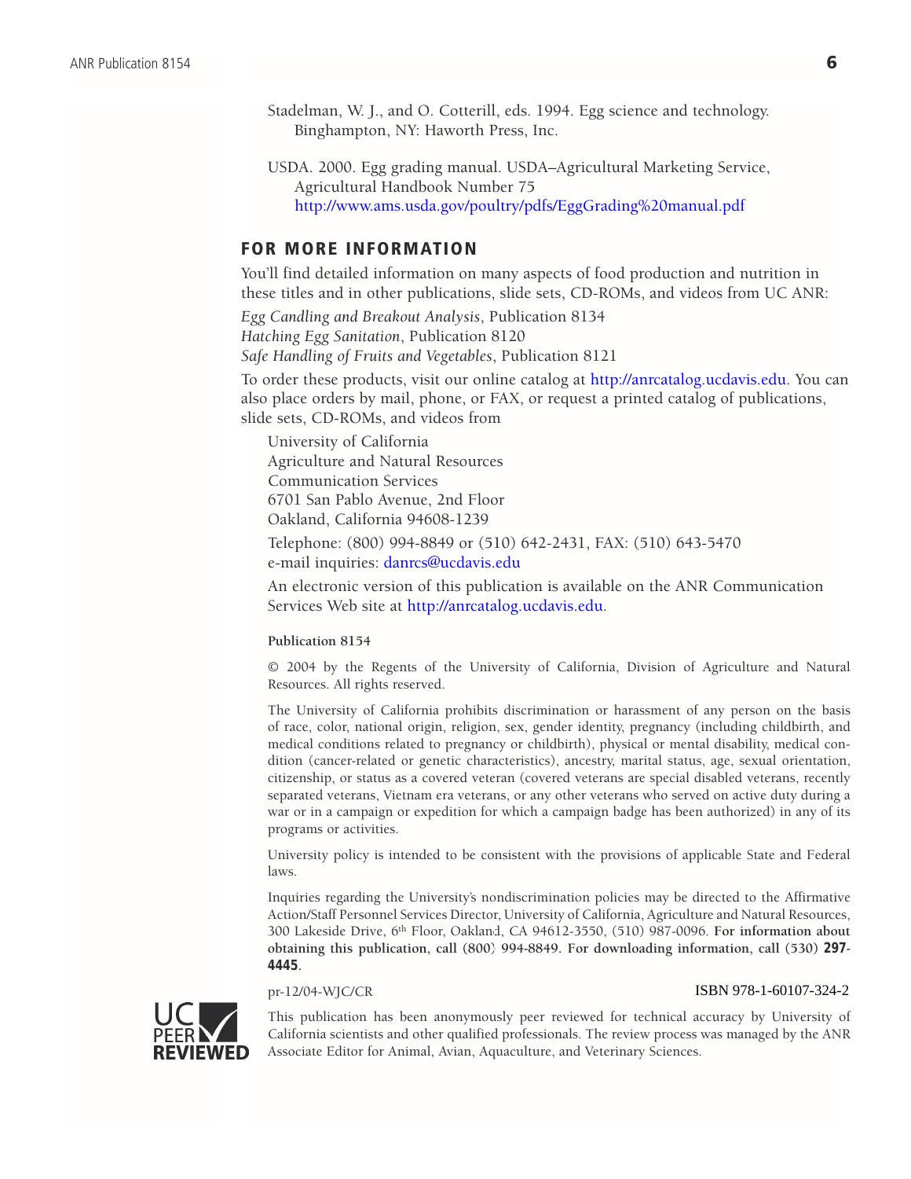Stadelman, W. J., and O. Cotterill, eds. 1994. Egg science and technology. Binghampton, NY: Haworth Press, Inc.

USDA. 2000. Egg grading manual. USDA–Agricultural Marketing Service, Agricultural Handbook Number 75 http://www.ams.usda.gov/poultry/pdfs/EggGrading%20manual.pdf

## FOR MORE INFORMATION

You'll find detailed information on many aspects of food production and nutrition in these titles and in other publications, slide sets, CD-ROMs, and videos from UC ANR:

*Egg Candling and Breakout Analysis*, Publication 8134
*Hatching Egg Sanitation*, Publication 8120
*Safe Handling of Fruits and Vegetables*, Publication 8121

To order these products, visit our online catalog at http://anrcatalog.ucdavis.edu. You can also place orders by mail, phone, or FAX, or request a printed catalog of publications, slide sets, CD-ROMs, and videos from

University of California
Agriculture and Natural Resources
Communication Services
6701 San Pablo Avenue, 2nd Floor
Oakland, California 94608-1239

Telephone: (800) 994-8849 or (510) 642-2431, FAX: (510) 643-5470
e-mail inquiries: danrcs@ucdavis.edu

An electronic version of this publication is available on the ANR Communication Services Web site at http://anrcatalog.ucdavis.edu.

**Publication 8154**

© 2004 by the Regents of the University of California, Division of Agriculture and Natural Resources. All rights reserved.

The University of California prohibits discrimination or harassment of any person on the basis of race, color, national origin, religion, sex, gender identity, pregnancy (including childbirth, and medical conditions related to pregnancy or childbirth), physical or mental disability, medical condition (cancer-related or genetic characteristics), ancestry, marital status, age, sexual orientation, citizenship, or status as a covered veteran (covered veterans are special disabled veterans, recently separated veterans, Vietnam era veterans, or any other veterans who served on active duty during a war or in a campaign or expedition for which a campaign badge has been authorized) in any of its programs or activities.

University policy is intended to be consistent with the provisions of applicable State and Federal laws.

Inquiries regarding the University's nondiscrimination policies may be directed to the Affirmative Action/Staff Personnel Services Director, University of California, Agriculture and Natural Resources, 300 Lakeside Drive, 6th Floor, Oakland, CA 94612-3550, (510) 987-0096. **For information about obtaining this publication, call (800) 994-8849. For downloading information, call (530) 297-4445.**

pr-12/04-WJC/CR

ISBN 978-1-60107-324-2

UC PEER REVIEWED

This publication has been anonymously peer reviewed for technical accuracy by University of California scientists and other qualified professionals. The review process was managed by the ANR Associate Editor for Animal, Avian, Aquaculture, and Veterinary Sciences.